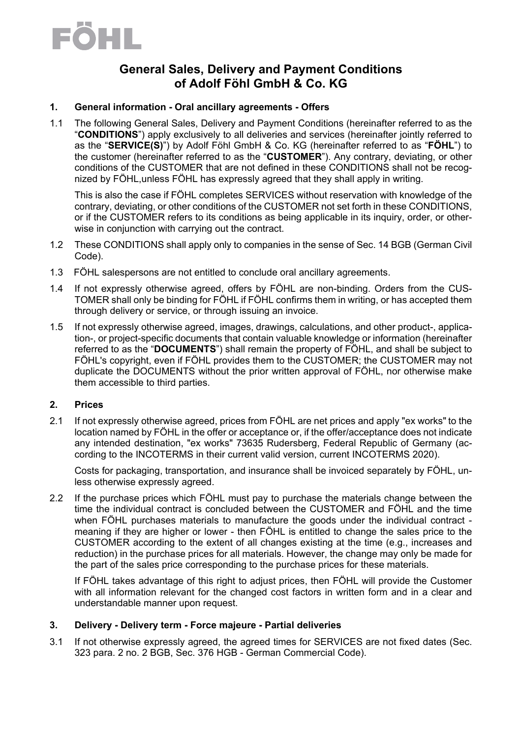FÖHL

# General Sales, Delivery and Payment Conditions of Adolf Föhl GmbH & Co. KG

## 1. General information - Oral ancillary agreements - Offers

1.1 The following General Sales, Delivery and Payment Conditions (hereinafter referred to as the "**CONDITIONS**") apply exclusively to all deliveries and services (hereinafter jointly referred to as the "**SERVICE(S)**") by Adolf Föhl GmbH & Co. KG (hereinafter referred to as "**FÖHL**") to the customer (hereinafter referred to as the "**CUSTOMER**"). Any contrary, deviating, or other conditions of the CUSTOMER that are not defined in these CONDITIONS shall not be recognized by FÖHL,unless FÖHL has expressly agreed that they shall apply in writing.

This is also the case if FÖHL completes SERVICES without reservation with knowledge of the contrary, deviating, or other conditions of the CUSTOMER not set forth in these CONDITIONS, or if the CUSTOMER refers to its conditions as being applicable in its inquiry, order, or otherwise in conjunction with carrying out the contract.

1.2 These CONDITIONS shall apply only to companies in the sense of Sec. 14 BGB (German Civil Code).

1.3 FÖHL salespersons are not entitled to conclude oral ancillary agreements.

1.4 If not expressly otherwise agreed, offers by FÖHL are non-binding. Orders from the CUSTOMER shall only be binding for FÖHL if FÖHL confirms them in writing, or has accepted them through delivery or service, or through issuing an invoice.

1.5 If not expressly otherwise agreed, images, drawings, calculations, and other product-, application-, or project-specific documents that contain valuable knowledge or information (hereinafter referred to as the "**DOCUMENTS**") shall remain the property of FÖHL, and shall be subject to FÖHL's copyright, even if FÖHL provides them to the CUSTOMER; the CUSTOMER may not duplicate the DOCUMENTS without the prior written approval of FÖHL, nor otherwise make them accessible to third parties.

## 2. Prices

2.1 If not expressly otherwise agreed, prices from FÖHL are net prices and apply "ex works" to the location named by FÖHL in the offer or acceptance or, if the offer/acceptance does not indicate any intended destination, "ex works" 73635 Rudersberg, Federal Republic of Germany (according to the INCOTERMS in their current valid version, current INCOTERMS 2020).

Costs for packaging, transportation, and insurance shall be invoiced separately by FÖHL, unless otherwise expressly agreed.

2.2 If the purchase prices which FÖHL must pay to purchase the materials change between the time the individual contract is concluded between the CUSTOMER and FÖHL and the time when FÖHL purchases materials to manufacture the goods under the individual contract - meaning if they are higher or lower - then FÖHL is entitled to change the sales price to the CUSTOMER according to the extent of all changes existing at the time (e.g., increases and reduction) in the purchase prices for all materials. However, the change may only be made for the part of the sales price corresponding to the purchase prices for these materials.

If FÖHL takes advantage of this right to adjust prices, then FÖHL will provide the Customer with all information relevant for the changed cost factors in written form and in a clear and understandable manner upon request.

## 3. Delivery - Delivery term - Force majeure - Partial deliveries

3.1 If not otherwise expressly agreed, the agreed times for SERVICES are not fixed dates (Sec. 323 para. 2 no. 2 BGB, Sec. 376 HGB - German Commercial Code).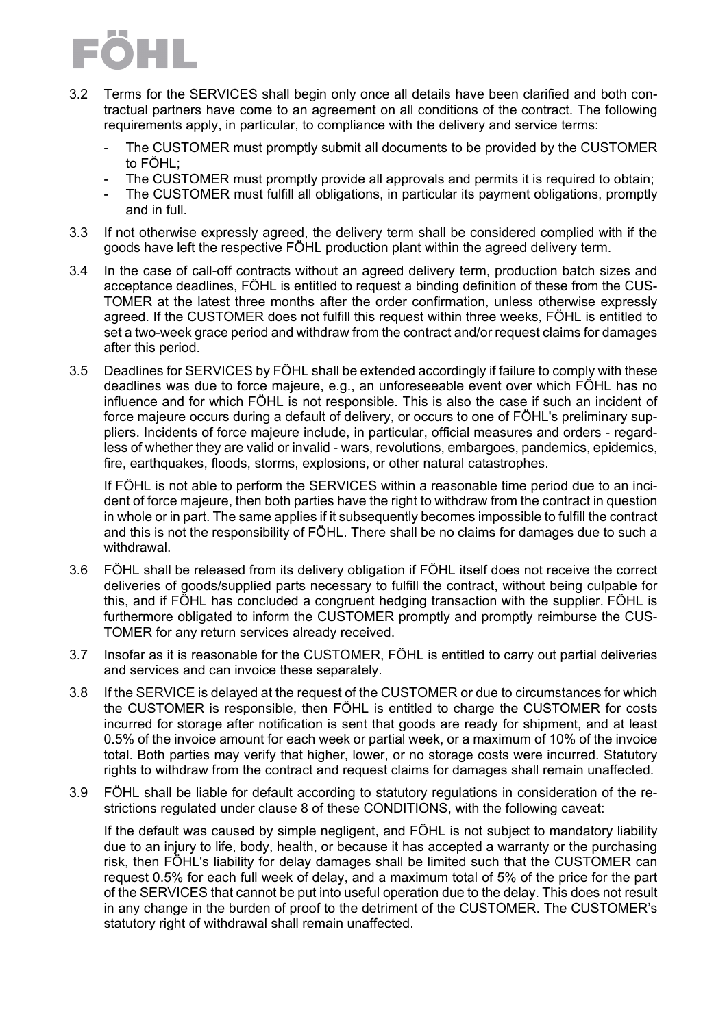3.2 Terms for the SERVICES shall begin only once all details have been clarified and both contractual partners have come to an agreement on all conditions of the contract. The following requirements apply, in particular, to compliance with the delivery and service terms:

- The CUSTOMER must promptly submit all documents to be provided by the CUSTOMER to FÖHL;
- The CUSTOMER must promptly provide all approvals and permits it is required to obtain;
- The CUSTOMER must fulfill all obligations, in particular its payment obligations, promptly and in full.

3.3 If not otherwise expressly agreed, the delivery term shall be considered complied with if the goods have left the respective FÖHL production plant within the agreed delivery term.

3.4 In the case of call-off contracts without an agreed delivery term, production batch sizes and acceptance deadlines, FÖHL is entitled to request a binding definition of these from the CUSTOMER at the latest three months after the order confirmation, unless otherwise expressly agreed. If the CUSTOMER does not fulfill this request within three weeks, FÖHL is entitled to set a two-week grace period and withdraw from the contract and/or request claims for damages after this period.

3.5 Deadlines for SERVICES by FÖHL shall be extended accordingly if failure to comply with these deadlines was due to force majeure, e.g., an unforeseeable event over which FÖHL has no influence and for which FÖHL is not responsible. This is also the case if such an incident of force majeure occurs during a default of delivery, or occurs to one of FÖHL's preliminary suppliers. Incidents of force majeure include, in particular, official measures and orders - regardless of whether they are valid or invalid - wars, revolutions, embargoes, pandemics, epidemics, fire, earthquakes, floods, storms, explosions, or other natural catastrophes.

If FÖHL is not able to perform the SERVICES within a reasonable time period due to an incident of force majeure, then both parties have the right to withdraw from the contract in question in whole or in part. The same applies if it subsequently becomes impossible to fulfill the contract and this is not the responsibility of FÖHL. There shall be no claims for damages due to such a withdrawal.

3.6 FÖHL shall be released from its delivery obligation if FÖHL itself does not receive the correct deliveries of goods/supplied parts necessary to fulfill the contract, without being culpable for this, and if FÖHL has concluded a congruent hedging transaction with the supplier. FÖHL is furthermore obligated to inform the CUSTOMER promptly and promptly reimburse the CUSTOMER for any return services already received.

3.7 Insofar as it is reasonable for the CUSTOMER, FÖHL is entitled to carry out partial deliveries and services and can invoice these separately.

3.8 If the SERVICE is delayed at the request of the CUSTOMER or due to circumstances for which the CUSTOMER is responsible, then FÖHL is entitled to charge the CUSTOMER for costs incurred for storage after notification is sent that goods are ready for shipment, and at least 0.5% of the invoice amount for each week or partial week, or a maximum of 10% of the invoice total. Both parties may verify that higher, lower, or no storage costs were incurred. Statutory rights to withdraw from the contract and request claims for damages shall remain unaffected.

3.9 FÖHL shall be liable for default according to statutory regulations in consideration of the restrictions regulated under clause 8 of these CONDITIONS, with the following caveat:

If the default was caused by simple negligent, and FÖHL is not subject to mandatory liability due to an injury to life, body, health, or because it has accepted a warranty or the purchasing risk, then FÖHL's liability for delay damages shall be limited such that the CUSTOMER can request 0.5% for each full week of delay, and a maximum total of 5% of the price for the part of the SERVICES that cannot be put into useful operation due to the delay. This does not result in any change in the burden of proof to the detriment of the CUSTOMER. The CUSTOMER's statutory right of withdrawal shall remain unaffected.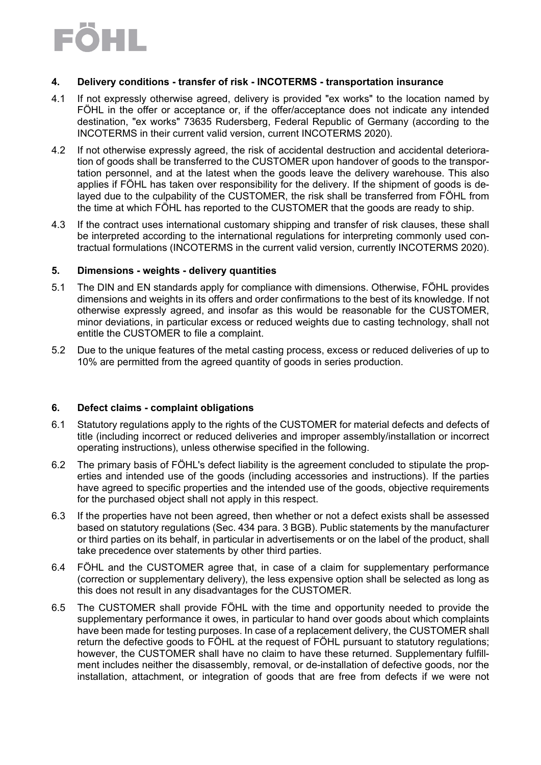## 4. Delivery conditions - transfer of risk - INCOTERMS - transportation insurance

4.1 If not expressly otherwise agreed, delivery is provided "ex works" to the location named by FÖHL in the offer or acceptance or, if the offer/acceptance does not indicate any intended destination, "ex works" 73635 Rudersberg, Federal Republic of Germany (according to the INCOTERMS in their current valid version, current INCOTERMS 2020).

4.2 If not otherwise expressly agreed, the risk of accidental destruction and accidental deterioration of goods shall be transferred to the CUSTOMER upon handover of goods to the transportation personnel, and at the latest when the goods leave the delivery warehouse. This also applies if FÖHL has taken over responsibility for the delivery. If the shipment of goods is delayed due to the culpability of the CUSTOMER, the risk shall be transferred from FÖHL from the time at which FÖHL has reported to the CUSTOMER that the goods are ready to ship.

4.3 If the contract uses international customary shipping and transfer of risk clauses, these shall be interpreted according to the international regulations for interpreting commonly used contractual formulations (INCOTERMS in the current valid version, currently INCOTERMS 2020).

## 5. Dimensions - weights - delivery quantities

5.1 The DIN and EN standards apply for compliance with dimensions. Otherwise, FÖHL provides dimensions and weights in its offers and order confirmations to the best of its knowledge. If not otherwise expressly agreed, and insofar as this would be reasonable for the CUSTOMER, minor deviations, in particular excess or reduced weights due to casting technology, shall not entitle the CUSTOMER to file a complaint.

5.2 Due to the unique features of the metal casting process, excess or reduced deliveries of up to 10% are permitted from the agreed quantity of goods in series production.

## 6. Defect claims - complaint obligations

6.1 Statutory regulations apply to the rights of the CUSTOMER for material defects and defects of title (including incorrect or reduced deliveries and improper assembly/installation or incorrect operating instructions), unless otherwise specified in the following.

6.2 The primary basis of FÖHL's defect liability is the agreement concluded to stipulate the properties and intended use of the goods (including accessories and instructions). If the parties have agreed to specific properties and the intended use of the goods, objective requirements for the purchased object shall not apply in this respect.

6.3 If the properties have not been agreed, then whether or not a defect exists shall be assessed based on statutory regulations (Sec. 434 para. 3 BGB). Public statements by the manufacturer or third parties on its behalf, in particular in advertisements or on the label of the product, shall take precedence over statements by other third parties.

6.4 FÖHL and the CUSTOMER agree that, in case of a claim for supplementary performance (correction or supplementary delivery), the less expensive option shall be selected as long as this does not result in any disadvantages for the CUSTOMER.

6.5 The CUSTOMER shall provide FÖHL with the time and opportunity needed to provide the supplementary performance it owes, in particular to hand over goods about which complaints have been made for testing purposes. In case of a replacement delivery, the CUSTOMER shall return the defective goods to FÖHL at the request of FÖHL pursuant to statutory regulations; however, the CUSTOMER shall have no claim to have these returned. Supplementary fulfillment includes neither the disassembly, removal, or de-installation of defective goods, nor the installation, attachment, or integration of goods that are free from defects if we were not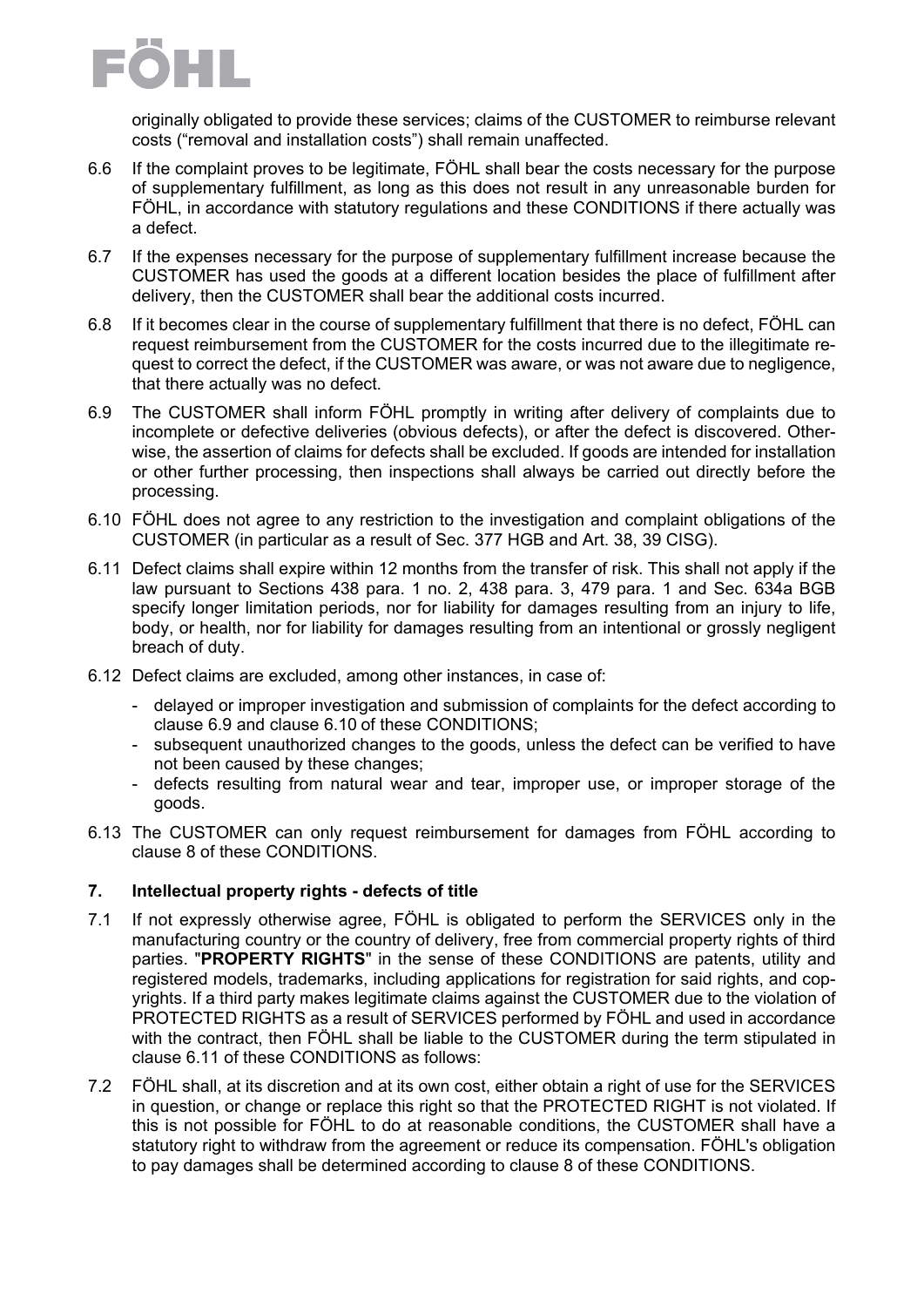originally obligated to provide these services; claims of the CUSTOMER to reimburse relevant costs ("removal and installation costs") shall remain unaffected.

6.6 If the complaint proves to be legitimate, FÖHL shall bear the costs necessary for the purpose of supplementary fulfillment, as long as this does not result in any unreasonable burden for FÖHL, in accordance with statutory regulations and these CONDITIONS if there actually was a defect.

6.7 If the expenses necessary for the purpose of supplementary fulfillment increase because the CUSTOMER has used the goods at a different location besides the place of fulfillment after delivery, then the CUSTOMER shall bear the additional costs incurred.

6.8 If it becomes clear in the course of supplementary fulfillment that there is no defect, FÖHL can request reimbursement from the CUSTOMER for the costs incurred due to the illegitimate request to correct the defect, if the CUSTOMER was aware, or was not aware due to negligence, that there actually was no defect.

6.9 The CUSTOMER shall inform FÖHL promptly in writing after delivery of complaints due to incomplete or defective deliveries (obvious defects), or after the defect is discovered. Otherwise, the assertion of claims for defects shall be excluded. If goods are intended for installation or other further processing, then inspections shall always be carried out directly before the processing.

6.10 FÖHL does not agree to any restriction to the investigation and complaint obligations of the CUSTOMER (in particular as a result of Sec. 377 HGB and Art. 38, 39 CISG).

6.11 Defect claims shall expire within 12 months from the transfer of risk. This shall not apply if the law pursuant to Sections 438 para. 1 no. 2, 438 para. 3, 479 para. 1 and Sec. 634a BGB specify longer limitation periods, nor for liability for damages resulting from an injury to life, body, or health, nor for liability for damages resulting from an intentional or grossly negligent breach of duty.

6.12 Defect claims are excluded, among other instances, in case of:

- delayed or improper investigation and submission of complaints for the defect according to clause 6.9 and clause 6.10 of these CONDITIONS;
- subsequent unauthorized changes to the goods, unless the defect can be verified to have not been caused by these changes;
- defects resulting from natural wear and tear, improper use, or improper storage of the goods.

6.13 The CUSTOMER can only request reimbursement for damages from FÖHL according to clause 8 of these CONDITIONS.

## 7. Intellectual property rights - defects of title

7.1 If not expressly otherwise agree, FÖHL is obligated to perform the SERVICES only in the manufacturing country or the country of delivery, free from commercial property rights of third parties. "**PROPERTY RIGHTS**" in the sense of these CONDITIONS are patents, utility and registered models, trademarks, including applications for registration for said rights, and copyrights. If a third party makes legitimate claims against the CUSTOMER due to the violation of PROTECTED RIGHTS as a result of SERVICES performed by FÖHL and used in accordance with the contract, then FÖHL shall be liable to the CUSTOMER during the term stipulated in clause 6.11 of these CONDITIONS as follows:

7.2 FÖHL shall, at its discretion and at its own cost, either obtain a right of use for the SERVICES in question, or change or replace this right so that the PROTECTED RIGHT is not violated. If this is not possible for FÖHL to do at reasonable conditions, the CUSTOMER shall have a statutory right to withdraw from the agreement or reduce its compensation. FÖHL's obligation to pay damages shall be determined according to clause 8 of these CONDITIONS.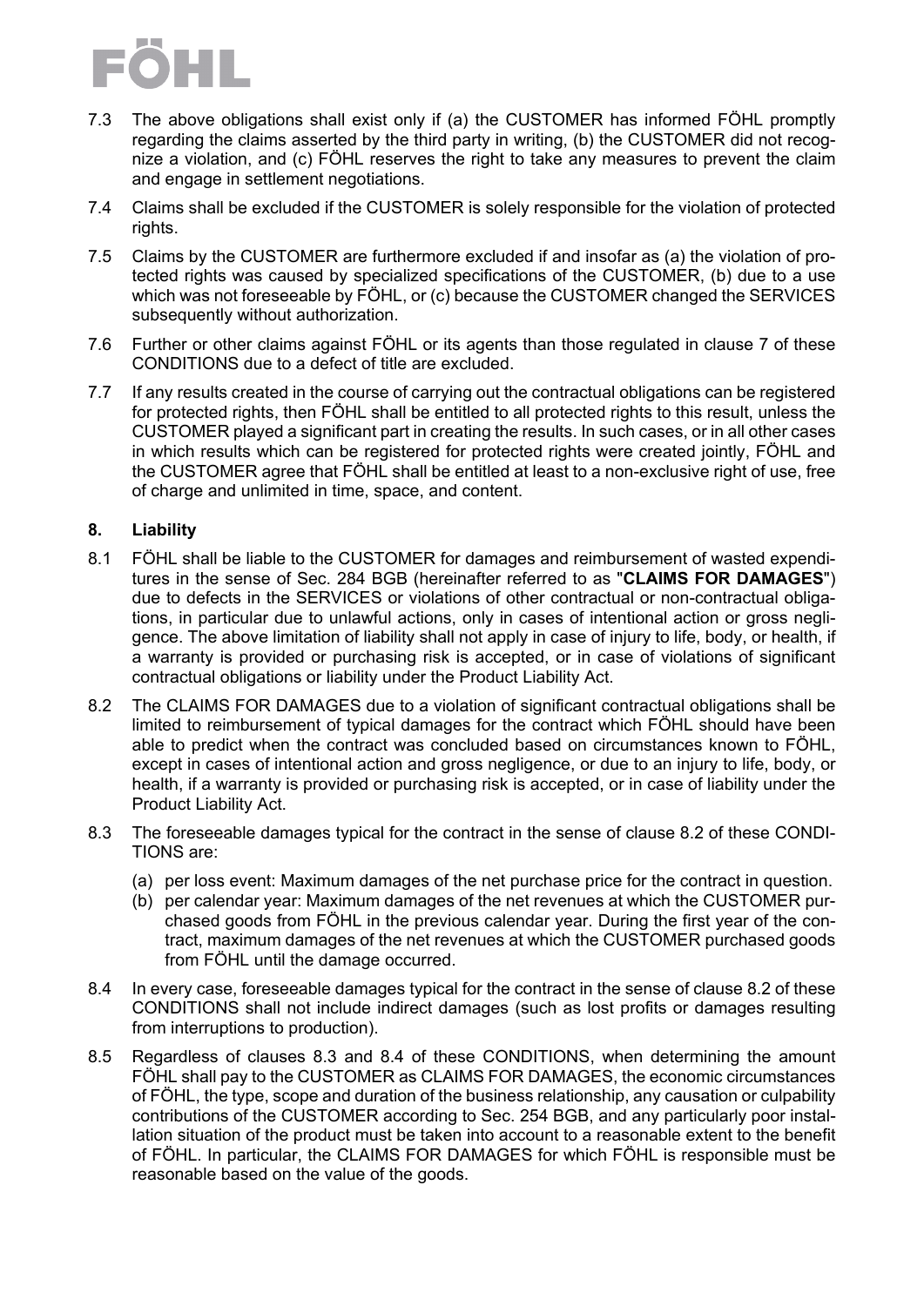7.3 The above obligations shall exist only if (a) the CUSTOMER has informed FÖHL promptly regarding the claims asserted by the third party in writing, (b) the CUSTOMER did not recognize a violation, and (c) FÖHL reserves the right to take any measures to prevent the claim and engage in settlement negotiations.

7.4 Claims shall be excluded if the CUSTOMER is solely responsible for the violation of protected rights.

7.5 Claims by the CUSTOMER are furthermore excluded if and insofar as (a) the violation of protected rights was caused by specialized specifications of the CUSTOMER, (b) due to a use which was not foreseeable by FÖHL, or (c) because the CUSTOMER changed the SERVICES subsequently without authorization.

7.6 Further or other claims against FÖHL or its agents than those regulated in clause 7 of these CONDITIONS due to a defect of title are excluded.

7.7 If any results created in the course of carrying out the contractual obligations can be registered for protected rights, then FÖHL shall be entitled to all protected rights to this result, unless the CUSTOMER played a significant part in creating the results. In such cases, or in all other cases in which results which can be registered for protected rights were created jointly, FÖHL and the CUSTOMER agree that FÖHL shall be entitled at least to a non-exclusive right of use, free of charge and unlimited in time, space, and content.

## 8. Liability

8.1 FÖHL shall be liable to the CUSTOMER for damages and reimbursement of wasted expenditures in the sense of Sec. 284 BGB (hereinafter referred to as "**CLAIMS FOR DAMAGES**") due to defects in the SERVICES or violations of other contractual or non-contractual obligations, in particular due to unlawful actions, only in cases of intentional action or gross negligence. The above limitation of liability shall not apply in case of injury to life, body, or health, if a warranty is provided or purchasing risk is accepted, or in case of violations of significant contractual obligations or liability under the Product Liability Act.

8.2 The CLAIMS FOR DAMAGES due to a violation of significant contractual obligations shall be limited to reimbursement of typical damages for the contract which FÖHL should have been able to predict when the contract was concluded based on circumstances known to FÖHL, except in cases of intentional action and gross negligence, or due to an injury to life, body, or health, if a warranty is provided or purchasing risk is accepted, or in case of liability under the Product Liability Act.

8.3 The foreseeable damages typical for the contract in the sense of clause 8.2 of these CONDITIONS are:

(a) per loss event: Maximum damages of the net purchase price for the contract in question.
(b) per calendar year: Maximum damages of the net revenues at which the CUSTOMER purchased goods from FÖHL in the previous calendar year. During the first year of the contract, maximum damages of the net revenues at which the CUSTOMER purchased goods from FÖHL until the damage occurred.

8.4 In every case, foreseeable damages typical for the contract in the sense of clause 8.2 of these CONDITIONS shall not include indirect damages (such as lost profits or damages resulting from interruptions to production).

8.5 Regardless of clauses 8.3 and 8.4 of these CONDITIONS, when determining the amount FÖHL shall pay to the CUSTOMER as CLAIMS FOR DAMAGES, the economic circumstances of FÖHL, the type, scope and duration of the business relationship, any causation or culpability contributions of the CUSTOMER according to Sec. 254 BGB, and any particularly poor installation situation of the product must be taken into account to a reasonable extent to the benefit of FÖHL. In particular, the CLAIMS FOR DAMAGES for which FÖHL is responsible must be reasonable based on the value of the goods.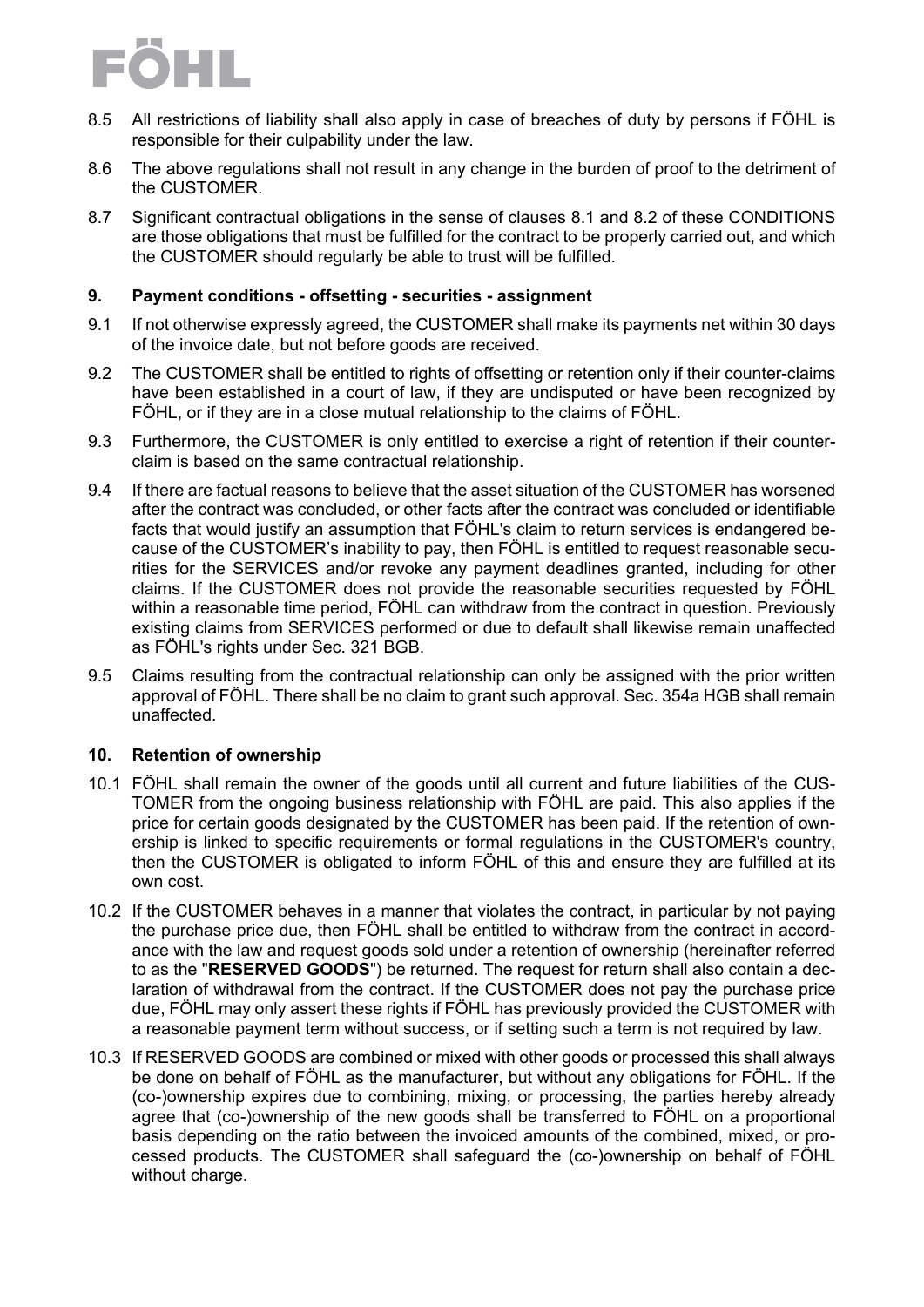8.5 All restrictions of liability shall also apply in case of breaches of duty by persons if FÖHL is responsible for their culpability under the law.

8.6 The above regulations shall not result in any change in the burden of proof to the detriment of the CUSTOMER.

8.7 Significant contractual obligations in the sense of clauses 8.1 and 8.2 of these CONDITIONS are those obligations that must be fulfilled for the contract to be properly carried out, and which the CUSTOMER should regularly be able to trust will be fulfilled.

## 9. Payment conditions - offsetting - securities - assignment

9.1 If not otherwise expressly agreed, the CUSTOMER shall make its payments net within 30 days of the invoice date, but not before goods are received.

9.2 The CUSTOMER shall be entitled to rights of offsetting or retention only if their counter-claims have been established in a court of law, if they are undisputed or have been recognized by FÖHL, or if they are in a close mutual relationship to the claims of FÖHL.

9.3 Furthermore, the CUSTOMER is only entitled to exercise a right of retention if their counter-claim is based on the same contractual relationship.

9.4 If there are factual reasons to believe that the asset situation of the CUSTOMER has worsened after the contract was concluded, or other facts after the contract was concluded or identifiable facts that would justify an assumption that FÖHL's claim to return services is endangered because of the CUSTOMER's inability to pay, then FÖHL is entitled to request reasonable securities for the SERVICES and/or revoke any payment deadlines granted, including for other claims. If the CUSTOMER does not provide the reasonable securities requested by FÖHL within a reasonable time period, FÖHL can withdraw from the contract in question. Previously existing claims from SERVICES performed or due to default shall likewise remain unaffected as FÖHL's rights under Sec. 321 BGB.

9.5 Claims resulting from the contractual relationship can only be assigned with the prior written approval of FÖHL. There shall be no claim to grant such approval. Sec. 354a HGB shall remain unaffected.

## 10. Retention of ownership

10.1 FÖHL shall remain the owner of the goods until all current and future liabilities of the CUSTOMER from the ongoing business relationship with FÖHL are paid. This also applies if the price for certain goods designated by the CUSTOMER has been paid. If the retention of ownership is linked to specific requirements or formal regulations in the CUSTOMER's country, then the CUSTOMER is obligated to inform FÖHL of this and ensure they are fulfilled at its own cost.

10.2 If the CUSTOMER behaves in a manner that violates the contract, in particular by not paying the purchase price due, then FÖHL shall be entitled to withdraw from the contract in accordance with the law and request goods sold under a retention of ownership (hereinafter referred to as the "**RESERVED GOODS**") be returned. The request for return shall also contain a declaration of withdrawal from the contract. If the CUSTOMER does not pay the purchase price due, FÖHL may only assert these rights if FÖHL has previously provided the CUSTOMER with a reasonable payment term without success, or if setting such a term is not required by law.

10.3 If RESERVED GOODS are combined or mixed with other goods or processed this shall always be done on behalf of FÖHL as the manufacturer, but without any obligations for FÖHL. If the (co-)ownership expires due to combining, mixing, or processing, the parties hereby already agree that (co-)ownership of the new goods shall be transferred to FÖHL on a proportional basis depending on the ratio between the invoiced amounts of the combined, mixed, or processed products. The CUSTOMER shall safeguard the (co-)ownership on behalf of FÖHL without charge.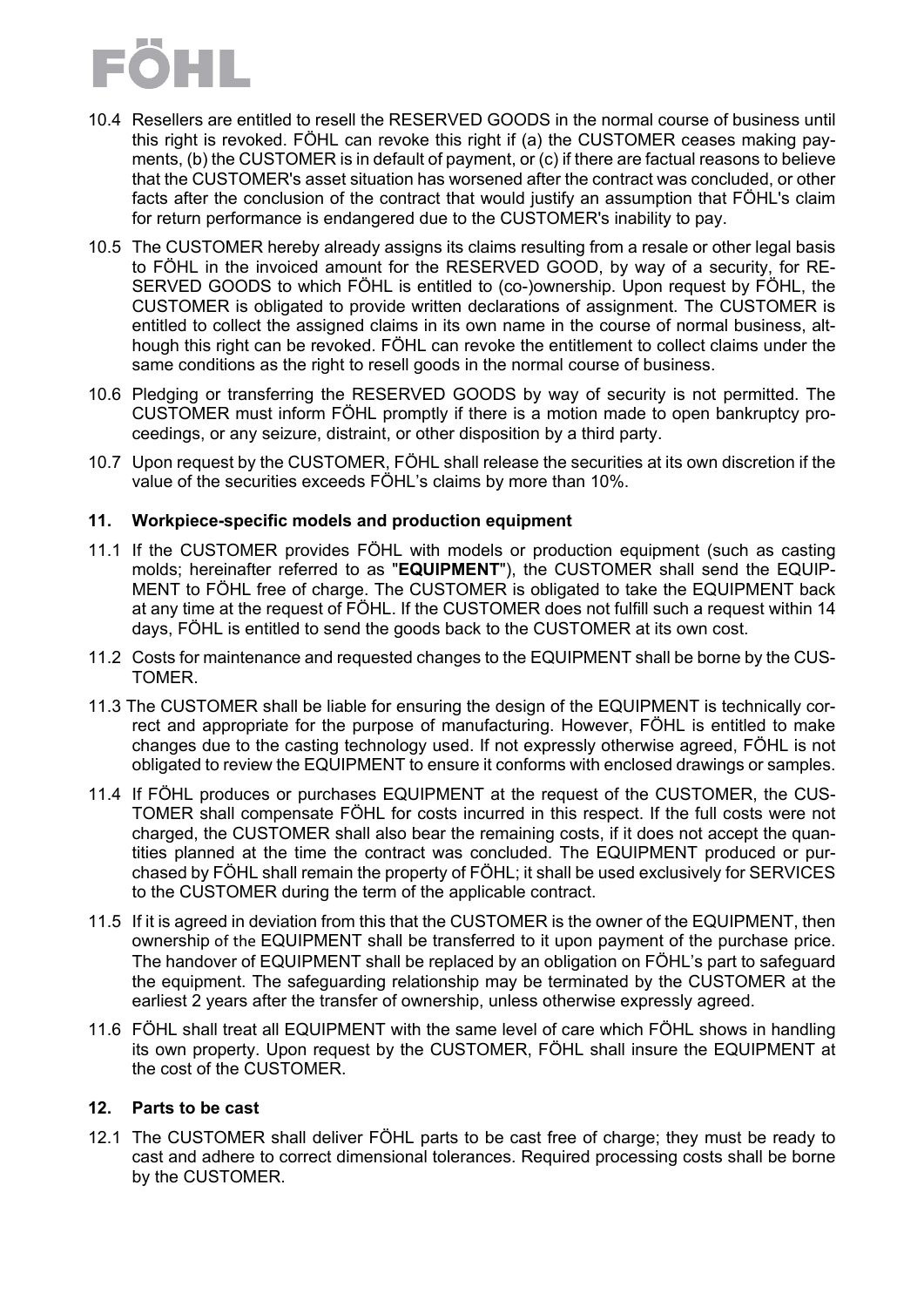10.4 Resellers are entitled to resell the RESERVED GOODS in the normal course of business until this right is revoked. FÖHL can revoke this right if (a) the CUSTOMER ceases making payments, (b) the CUSTOMER is in default of payment, or (c) if there are factual reasons to believe that the CUSTOMER's asset situation has worsened after the contract was concluded, or other facts after the conclusion of the contract that would justify an assumption that FÖHL's claim for return performance is endangered due to the CUSTOMER's inability to pay.

10.5 The CUSTOMER hereby already assigns its claims resulting from a resale or other legal basis to FÖHL in the invoiced amount for the RESERVED GOOD, by way of a security, for RESERVED GOODS to which FÖHL is entitled to (co-)ownership. Upon request by FÖHL, the CUSTOMER is obligated to provide written declarations of assignment. The CUSTOMER is entitled to collect the assigned claims in its own name in the course of normal business, although this right can be revoked. FÖHL can revoke the entitlement to collect claims under the same conditions as the right to resell goods in the normal course of business.

10.6 Pledging or transferring the RESERVED GOODS by way of security is not permitted. The CUSTOMER must inform FÖHL promptly if there is a motion made to open bankruptcy proceedings, or any seizure, distraint, or other disposition by a third party.

10.7 Upon request by the CUSTOMER, FÖHL shall release the securities at its own discretion if the value of the securities exceeds FÖHL's claims by more than 10%.

### 11. Workpiece-specific models and production equipment

11.1 If the CUSTOMER provides FÖHL with models or production equipment (such as casting molds; hereinafter referred to as "**EQUIPMENT**"), the CUSTOMER shall send the EQUIPMENT to FÖHL free of charge. The CUSTOMER is obligated to take the EQUIPMENT back at any time at the request of FÖHL. If the CUSTOMER does not fulfill such a request within 14 days, FÖHL is entitled to send the goods back to the CUSTOMER at its own cost.

11.2 Costs for maintenance and requested changes to the EQUIPMENT shall be borne by the CUSTOMER.

11.3 The CUSTOMER shall be liable for ensuring the design of the EQUIPMENT is technically correct and appropriate for the purpose of manufacturing. However, FÖHL is entitled to make changes due to the casting technology used. If not expressly otherwise agreed, FÖHL is not obligated to review the EQUIPMENT to ensure it conforms with enclosed drawings or samples.

11.4 If FÖHL produces or purchases EQUIPMENT at the request of the CUSTOMER, the CUSTOMER shall compensate FÖHL for costs incurred in this respect. If the full costs were not charged, the CUSTOMER shall also bear the remaining costs, if it does not accept the quantities planned at the time the contract was concluded. The EQUIPMENT produced or purchased by FÖHL shall remain the property of FÖHL; it shall be used exclusively for SERVICES to the CUSTOMER during the term of the applicable contract.

11.5 If it is agreed in deviation from this that the CUSTOMER is the owner of the EQUIPMENT, then ownership of the EQUIPMENT shall be transferred to it upon payment of the purchase price. The handover of EQUIPMENT shall be replaced by an obligation on FÖHL's part to safeguard the equipment. The safeguarding relationship may be terminated by the CUSTOMER at the earliest 2 years after the transfer of ownership, unless otherwise expressly agreed.

11.6 FÖHL shall treat all EQUIPMENT with the same level of care which FÖHL shows in handling its own property. Upon request by the CUSTOMER, FÖHL shall insure the EQUIPMENT at the cost of the CUSTOMER.

### 12. Parts to be cast

12.1 The CUSTOMER shall deliver FÖHL parts to be cast free of charge; they must be ready to cast and adhere to correct dimensional tolerances. Required processing costs shall be borne by the CUSTOMER.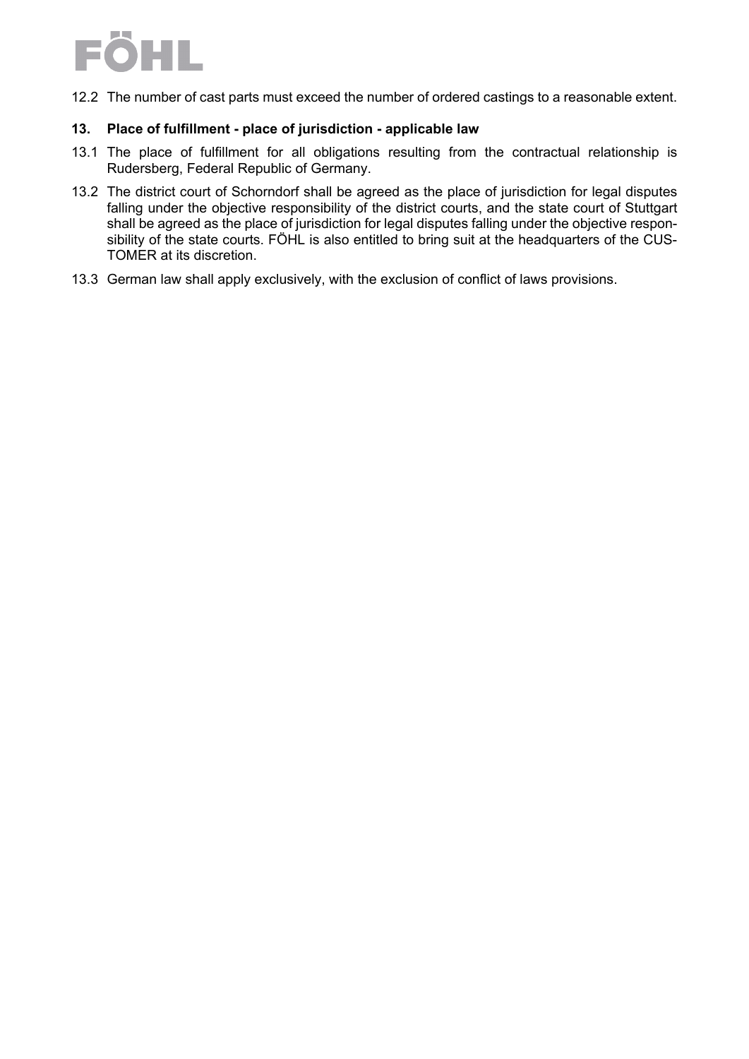12.2 The number of cast parts must exceed the number of ordered castings to a reasonable extent.

**13. Place of fulfillment - place of jurisdiction - applicable law**

13.1 The place of fulfillment for all obligations resulting from the contractual relationship is Rudersberg, Federal Republic of Germany.

13.2 The district court of Schorndorf shall be agreed as the place of jurisdiction for legal disputes falling under the objective responsibility of the district courts, and the state court of Stuttgart shall be agreed as the place of jurisdiction for legal disputes falling under the objective responsibility of the state courts. FÖHL is also entitled to bring suit at the headquarters of the CUSTOMER at its discretion.

13.3 German law shall apply exclusively, with the exclusion of conflict of laws provisions.